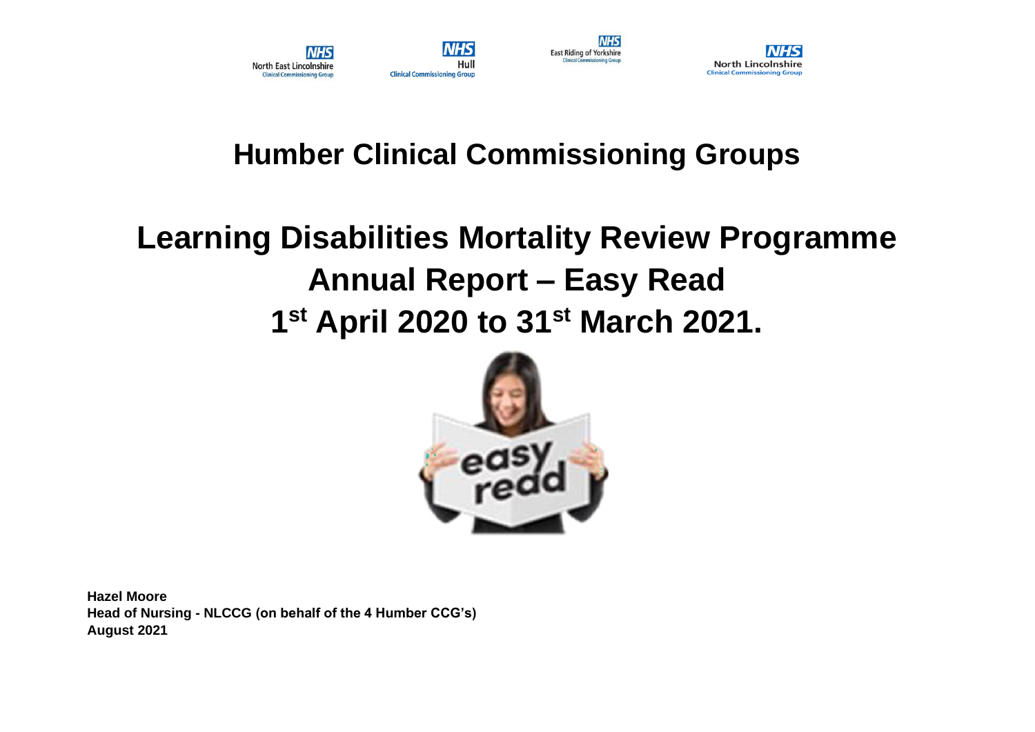NHS North East Lincolnshire Clinical Commissioning Group

NHS Hull Clinical Commissioning Group

NHS East Riding of Yorkshire Clinical Commissioning Group

NHS North Lincolnshire Clinical Commissioning Group

# Humber Clinical Commissioning Groups

# Learning Disabilities Mortality Review Programme Annual Report – Easy Read 1st April 2020 to 31st March 2021.

**Hazel Moore**
**Head of Nursing - NLCCG (on behalf of the 4 Humber CCG's)**
**August 2021**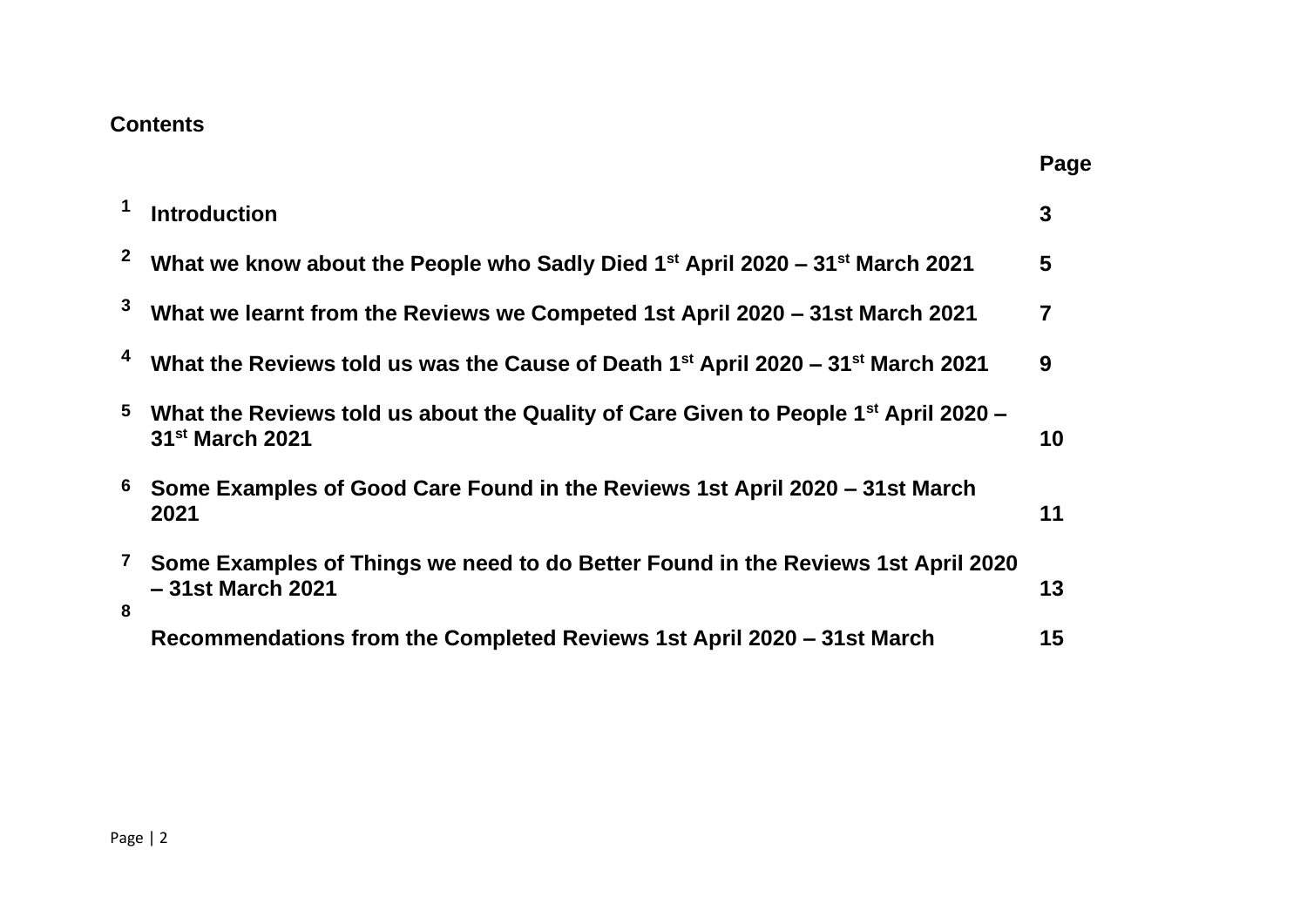**Contents**

| | | Page |
|---|---|---|
| 1 | **Introduction** | **3** |
| 2 | **What we know about the People who Sadly Died 1st April 2020 – 31st March 2021** | **5** |
| 3 | **What we learnt from the Reviews we Competed 1st April 2020 – 31st March 2021** | **7** |
| 4 | **What the Reviews told us was the Cause of Death 1st April 2020 – 31st March 2021** | **9** |
| 5 | **What the Reviews told us about the Quality of Care Given to People 1st April 2020 – 31st March 2021** | **10** |
| 6 | **Some Examples of Good Care Found in the Reviews 1st April 2020 – 31st March 2021** | **11** |
| 7 | **Some Examples of Things we need to do Better Found in the Reviews 1st April 2020 – 31st March 2021** | **13** |
| 8 | **Recommendations from the Completed Reviews 1st April 2020 – 31st March** | **15** |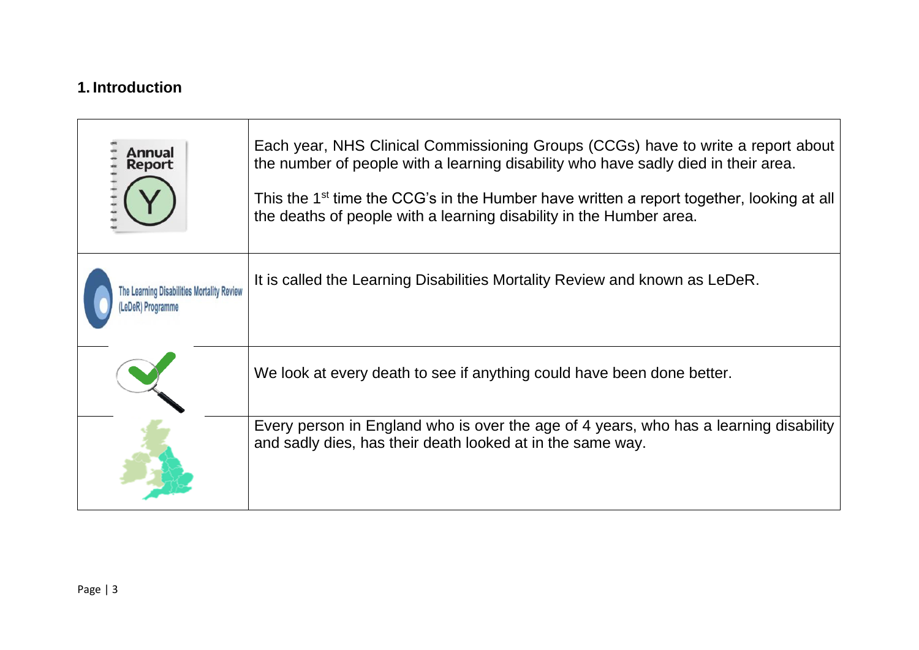## 1. Introduction

| | |
|---|---|
| Annual Report | Each year, NHS Clinical Commissioning Groups (CCGs) have to write a report about the number of people with a learning disability who have sadly died in their area.<br><br>This the 1st time the CCG's in the Humber have written a report together, looking at all the deaths of people with a learning disability in the Humber area. |
| The Learning Disabilities Mortality Review (LeDeR) Programme | It is called the Learning Disabilities Mortality Review and known as LeDeR. |
| | We look at every death to see if anything could have been done better. |
| | Every person in England who is over the age of 4 years, who has a learning disability and sadly dies, has their death looked at in the same way. |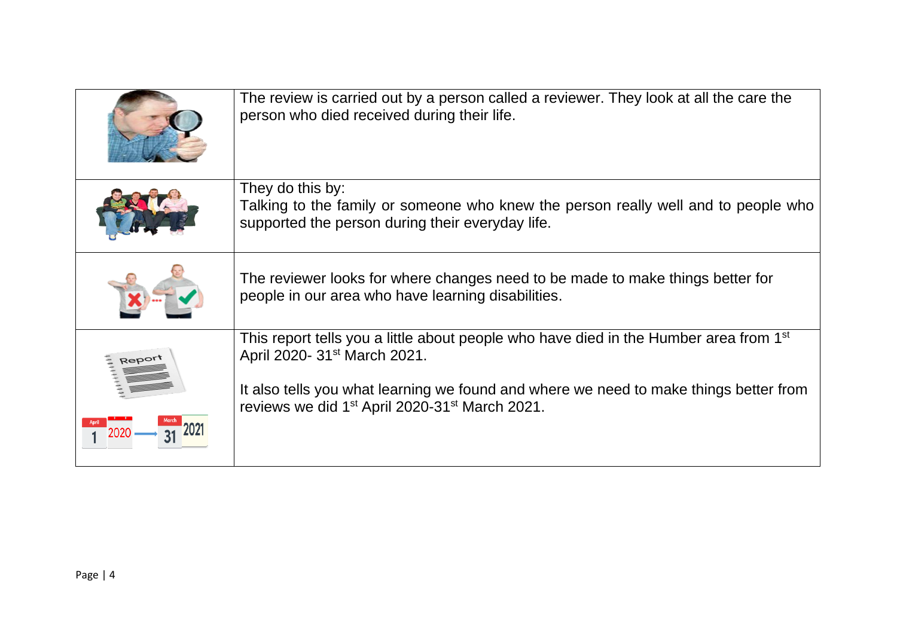|  |  |
|---|---|
|  | The review is carried out by a person called a reviewer. They look at all the care the person who died received during their life. |
|  | They do this by: Talking to the family or someone who knew the person really well and to people who supported the person during their everyday life. |
|  | The reviewer looks for where changes need to be made to make things better for people in our area who have learning disabilities. |
| Report<br>April 1 2020 → March 31 2021 | This report tells you a little about people who have died in the Humber area from 1st April 2020- 31st March 2021.<br><br>It also tells you what learning we found and where we need to make things better from reviews we did 1st April 2020-31st March 2021. |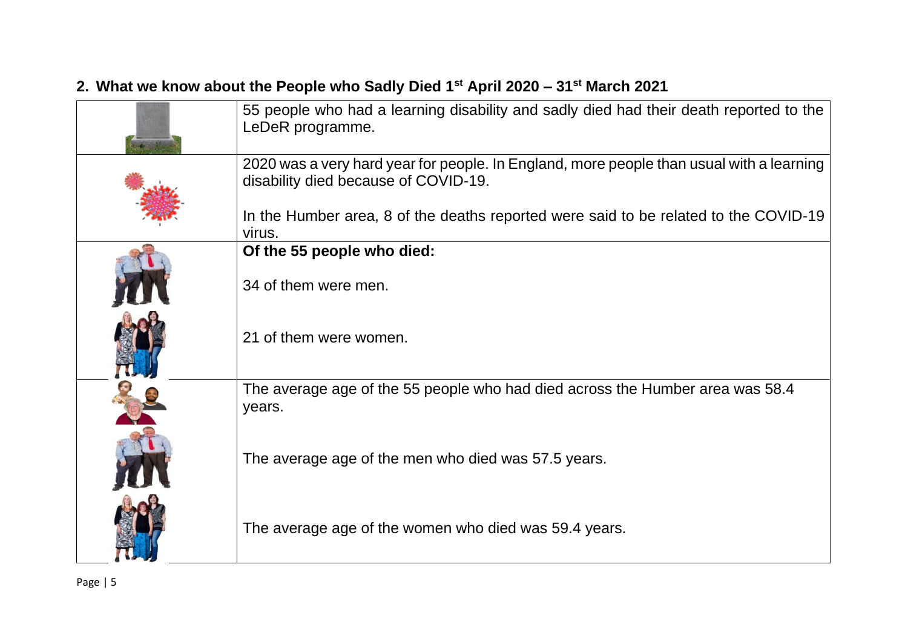## 2. What we know about the People who Sadly Died 1st April 2020 – 31st March 2021

| | |
|---|---|
| | 55 people who had a learning disability and sadly died had their death reported to the LeDeR programme. |
| | 2020 was a very hard year for people. In England, more people than usual with a learning disability died because of COVID-19.<br><br>In the Humber area, 8 of the deaths reported were said to be related to the COVID-19 virus. |
| | **Of the 55 people who died:**<br><br>34 of them were men.<br><br>21 of them were women. |
| | The average age of the 55 people who had died across the Humber area was 58.4 years.<br><br>The average age of the men who died was 57.5 years.<br><br>The average age of the women who died was 59.4 years. |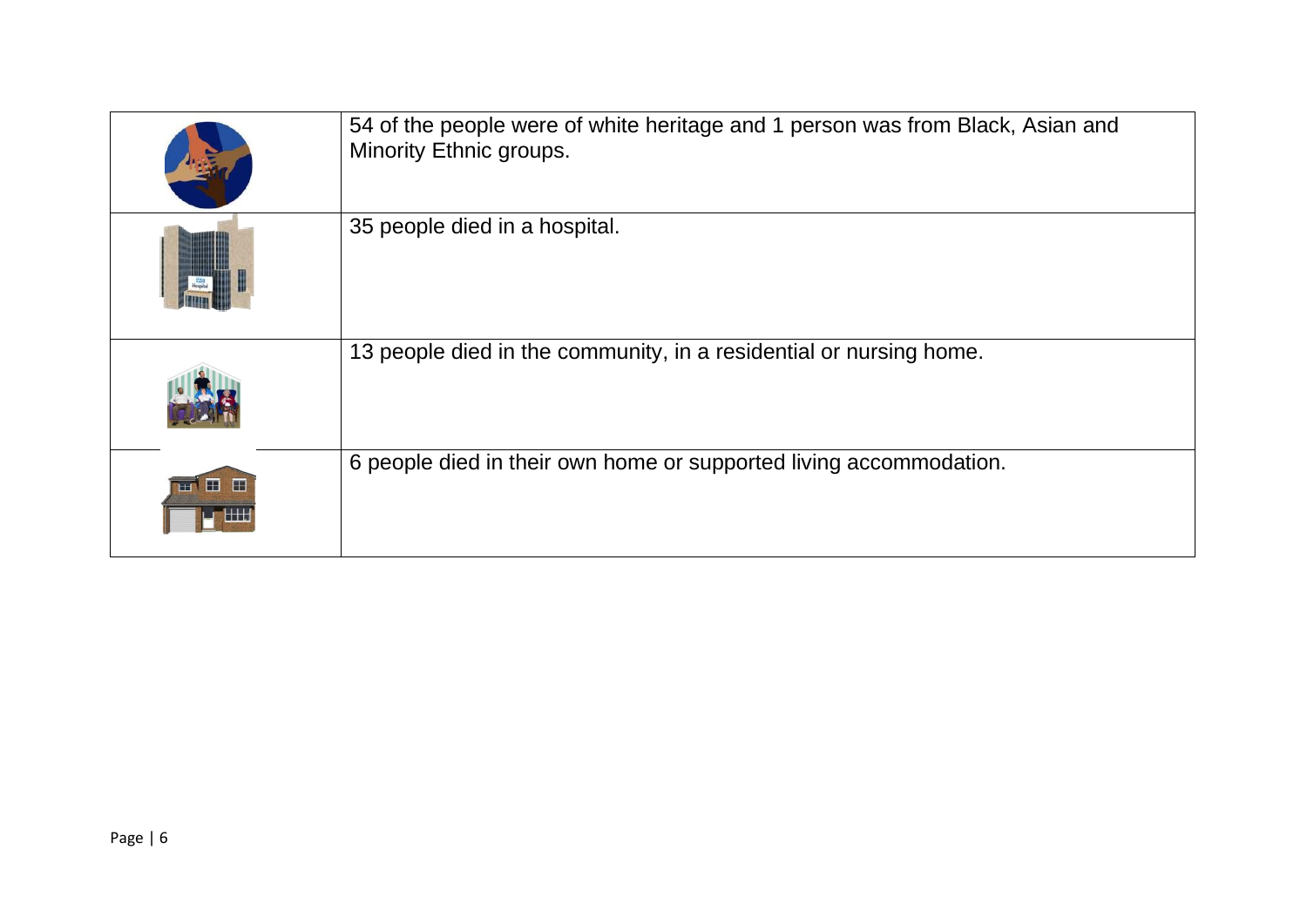| | |
|---|---|
| | 54 of the people were of white heritage and 1 person was from Black, Asian and Minority Ethnic groups. |
| | 35 people died in a hospital. |
| | 13 people died in the community, in a residential or nursing home. |
| | 6 people died in their own home or supported living accommodation. |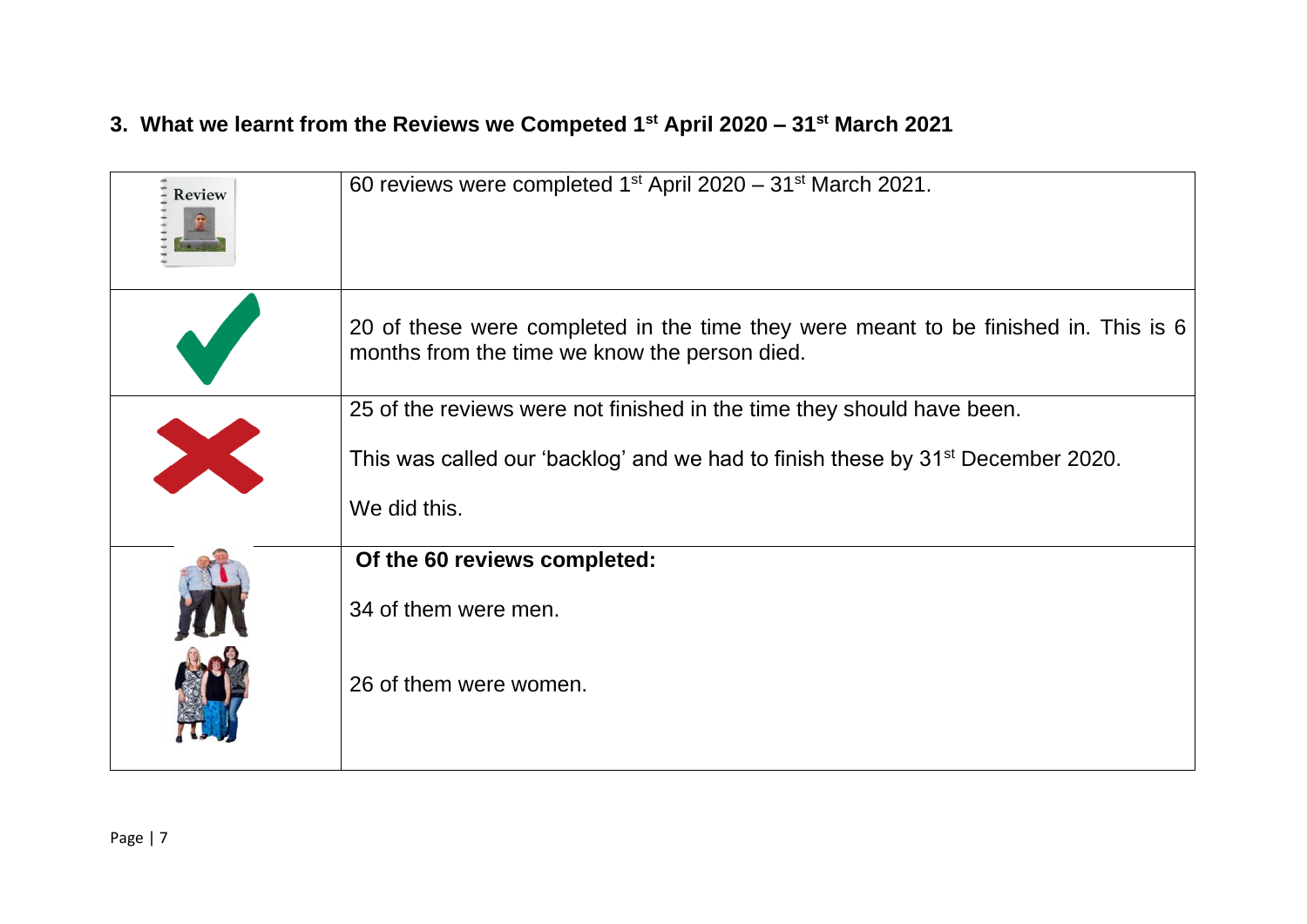## 3. What we learnt from the Reviews we Competed 1st April 2020 – 31st March 2021

| | |
|---|---|
| | 60 reviews were completed 1st April 2020 – 31st March 2021. |
| | 20 of these were completed in the time they were meant to be finished in. This is 6 months from the time we know the person died. |
| | 25 of the reviews were not finished in the time they should have been.<br><br>This was called our 'backlog' and we had to finish these by 31st December 2020.<br><br>We did this. |
| | **Of the 60 reviews completed:**<br><br>34 of them were men.<br><br>26 of them were women. |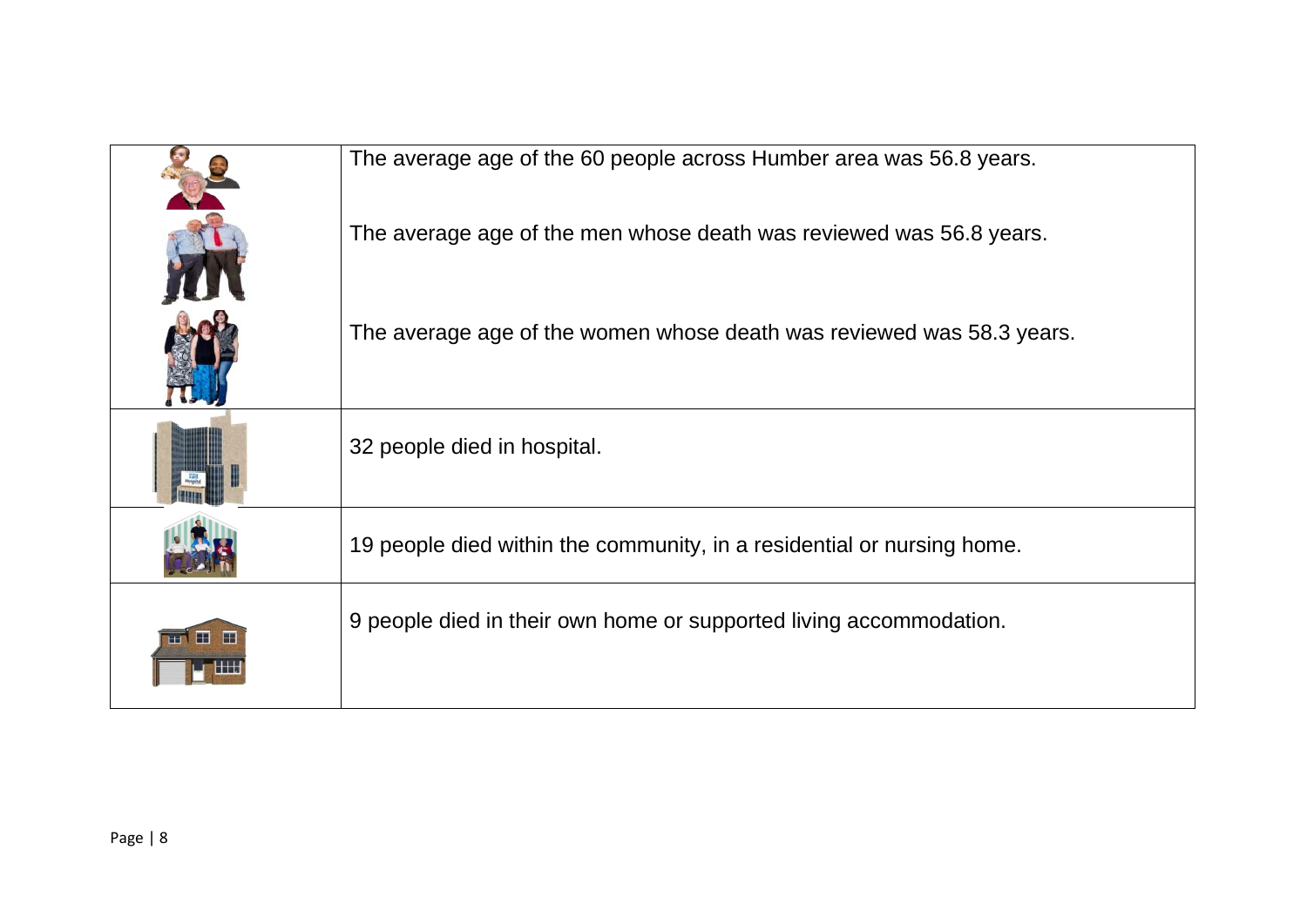| | |
|---|---|
| | The average age of the 60 people across Humber area was 56.8 years.<br><br>The average age of the men whose death was reviewed was 56.8 years.<br><br>The average age of the women whose death was reviewed was 58.3 years. |
| | 32 people died in hospital. |
| | 19 people died within the community, in a residential or nursing home. |
| | 9 people died in their own home or supported living accommodation. |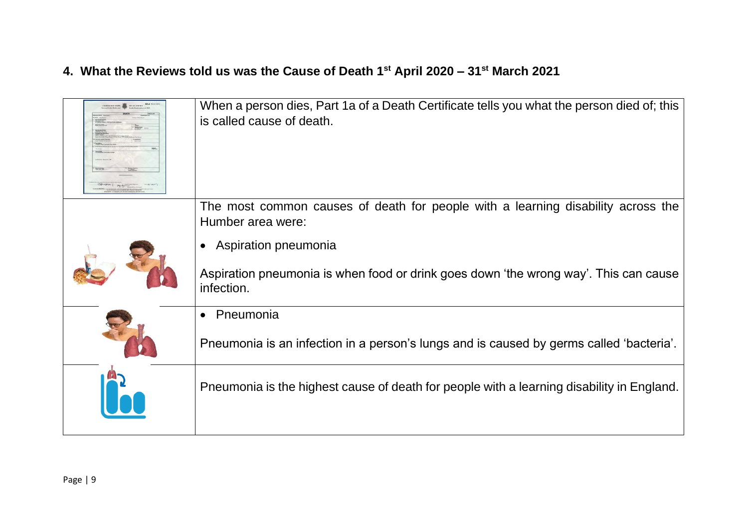## 4. What the Reviews told us was the Cause of Death 1st April 2020 – 31st March 2021

| | |
|---|---|
| | When a person dies, Part 1a of a Death Certificate tells you what the person died of; this is called cause of death. |
| | The most common causes of death for people with a learning disability across the Humber area were:<br><br>• Aspiration pneumonia<br><br>Aspiration pneumonia is when food or drink goes down 'the wrong way'. This can cause infection. |
| | • Pneumonia<br><br>Pneumonia is an infection in a person's lungs and is caused by germs called 'bacteria'. |
| | Pneumonia is the highest cause of death for people with a learning disability in England. |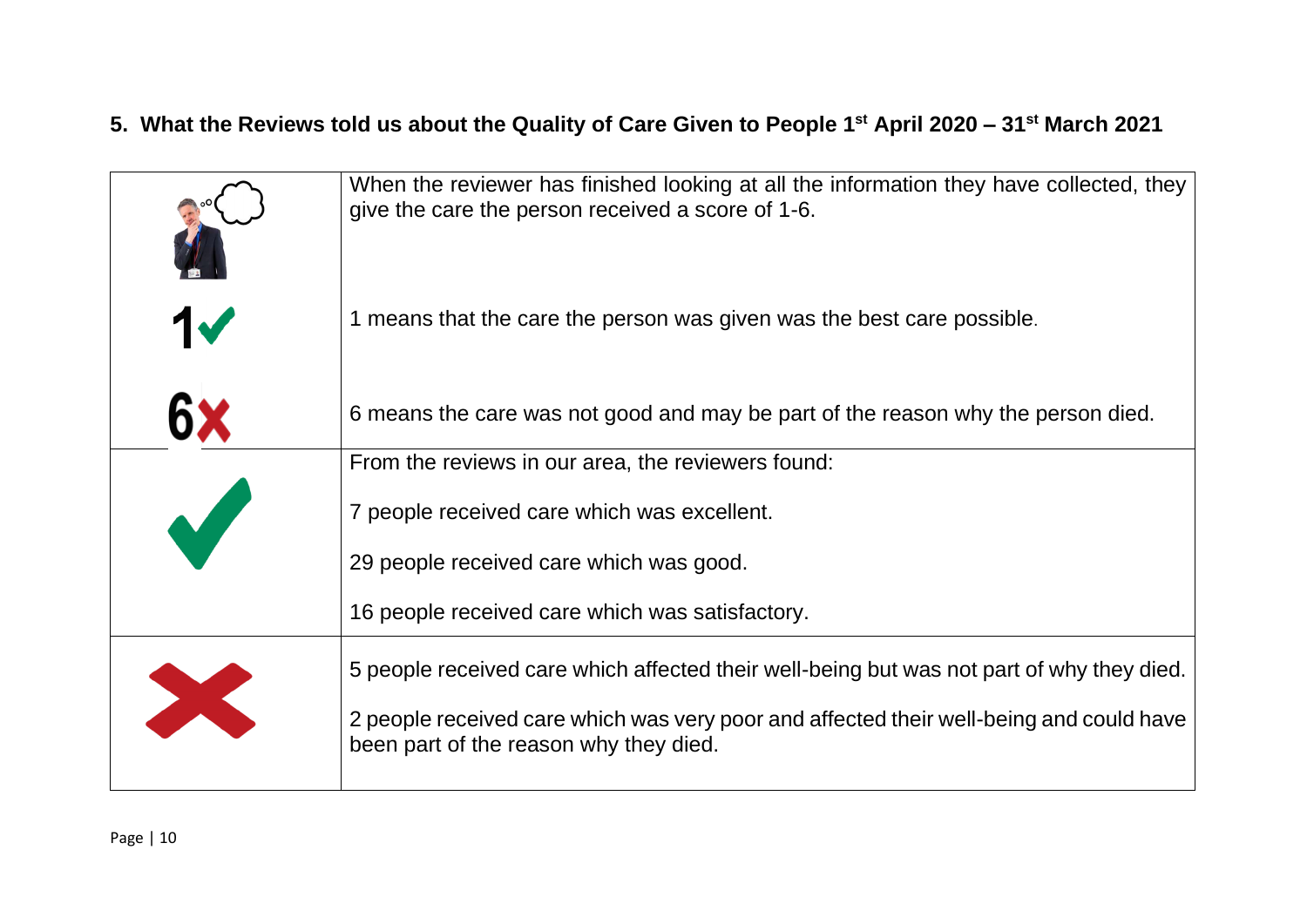## 5. What the Reviews told us about the Quality of Care Given to People 1st April 2020 – 31st March 2021

| | |
|---|---|
| | When the reviewer has finished looking at all the information they have collected, they give the care the person received a score of 1-6. |
| 1✓ | 1 means that the care the person was given was the best care possible. |
| 6✗ | 6 means the care was not good and may be part of the reason why the person died. |
| ✓ | From the reviews in our area, the reviewers found:<br><br>7 people received care which was excellent.<br><br>29 people received care which was good.<br><br>16 people received care which was satisfactory. |
| ✗ | 5 people received care which affected their well-being but was not part of why they died.<br><br>2 people received care which was very poor and affected their well-being and could have been part of the reason why they died. |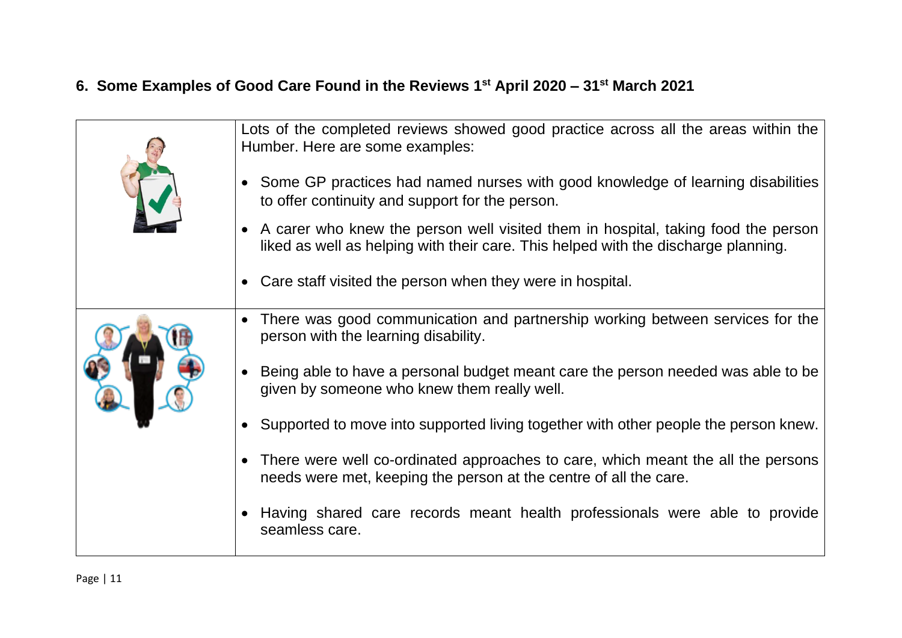## 6. Some Examples of Good Care Found in the Reviews 1st April 2020 – 31st March 2021

Lots of the completed reviews showed good practice across all the areas within the Humber. Here are some examples:

- Some GP practices had named nurses with good knowledge of learning disabilities to offer continuity and support for the person.
- A carer who knew the person well visited them in hospital, taking food the person liked as well as helping with their care. This helped with the discharge planning.
- Care staff visited the person when they were in hospital.

- There was good communication and partnership working between services for the person with the learning disability.
- Being able to have a personal budget meant care the person needed was able to be given by someone who knew them really well.
- Supported to move into supported living together with other people the person knew.
- There were well co-ordinated approaches to care, which meant the all the persons needs were met, keeping the person at the centre of all the care.
- Having shared care records meant health professionals were able to provide seamless care.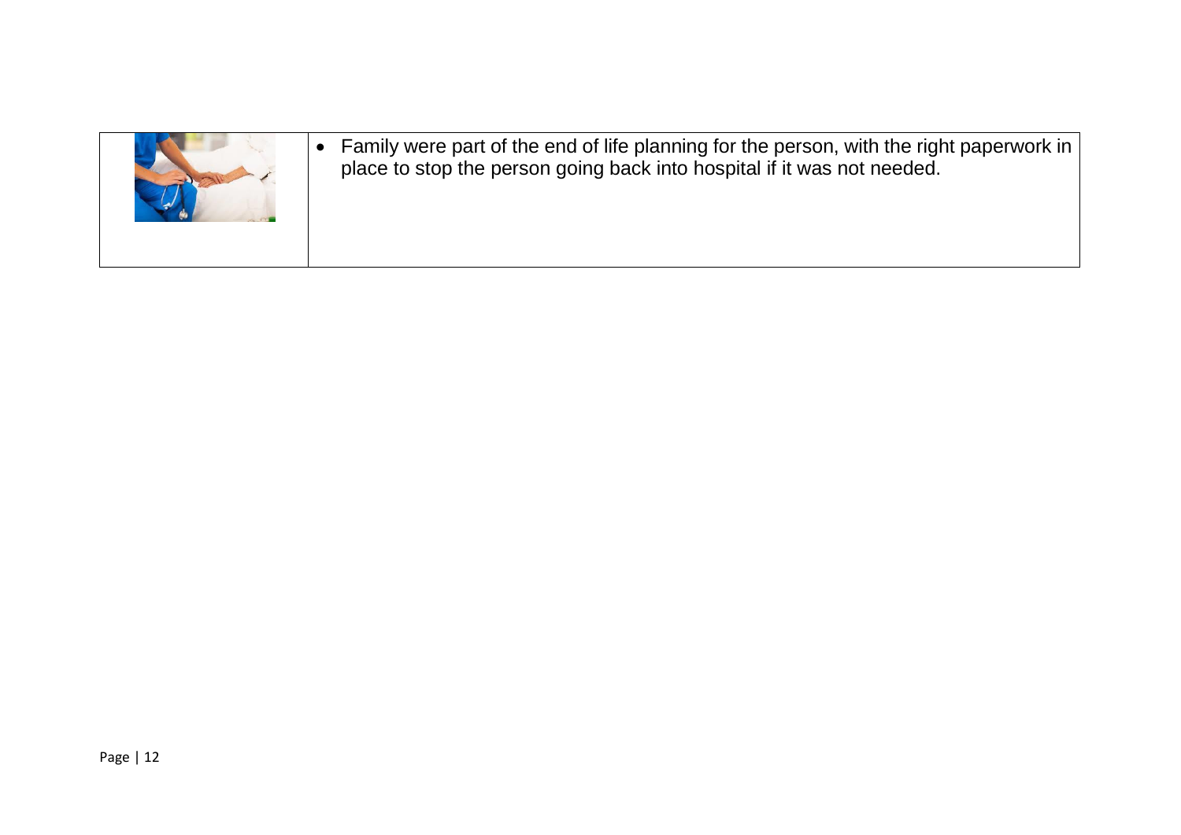- Family were part of the end of life planning for the person, with the right paperwork in place to stop the person going back into hospital if it was not needed.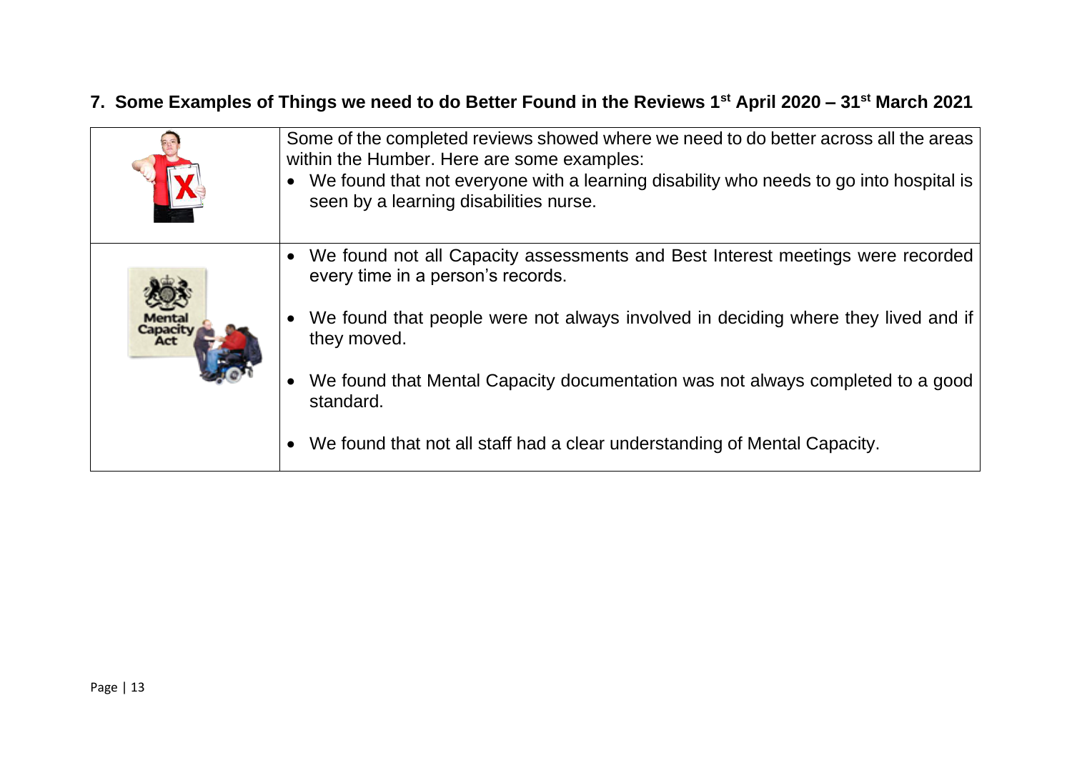## 7. Some Examples of Things we need to do Better Found in the Reviews 1st April 2020 – 31st March 2021

| | |
|---|---|
| | Some of the completed reviews showed where we need to do better across all the areas within the Humber. Here are some examples:<br>• We found that not everyone with a learning disability who needs to go into hospital is seen by a learning disabilities nurse. |
| | • We found not all Capacity assessments and Best Interest meetings were recorded every time in a person's records.<br>• We found that people were not always involved in deciding where they lived and if they moved.<br>• We found that Mental Capacity documentation was not always completed to a good standard.<br>• We found that not all staff had a clear understanding of Mental Capacity. |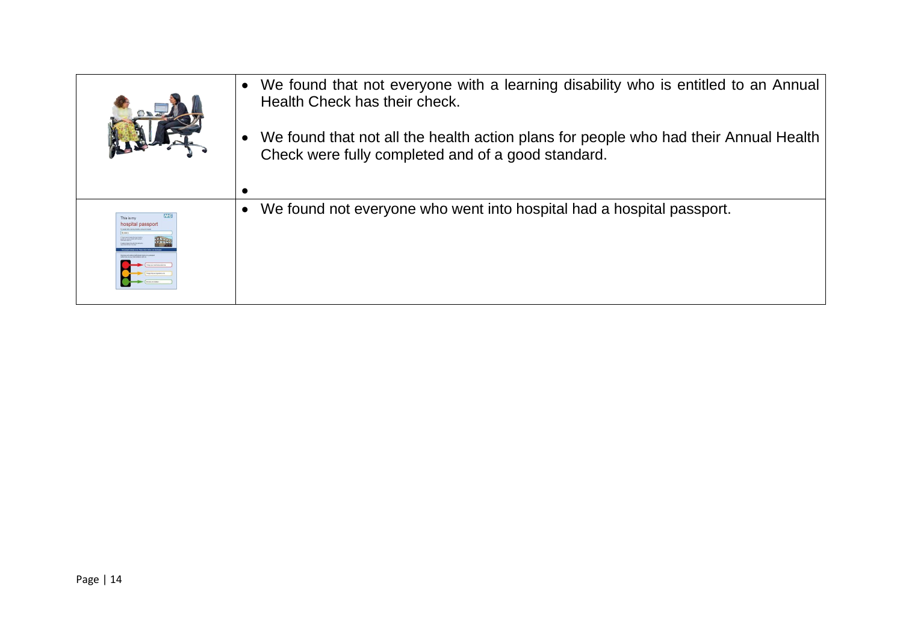| | |
|---|---|
| | • We found that not everyone with a learning disability who is entitled to an Annual Health Check has their check.<br><br>• We found that not all the health action plans for people who had their Annual Health Check were fully completed and of a good standard.<br><br>• |
| | • We found not everyone who went into hospital had a hospital passport. |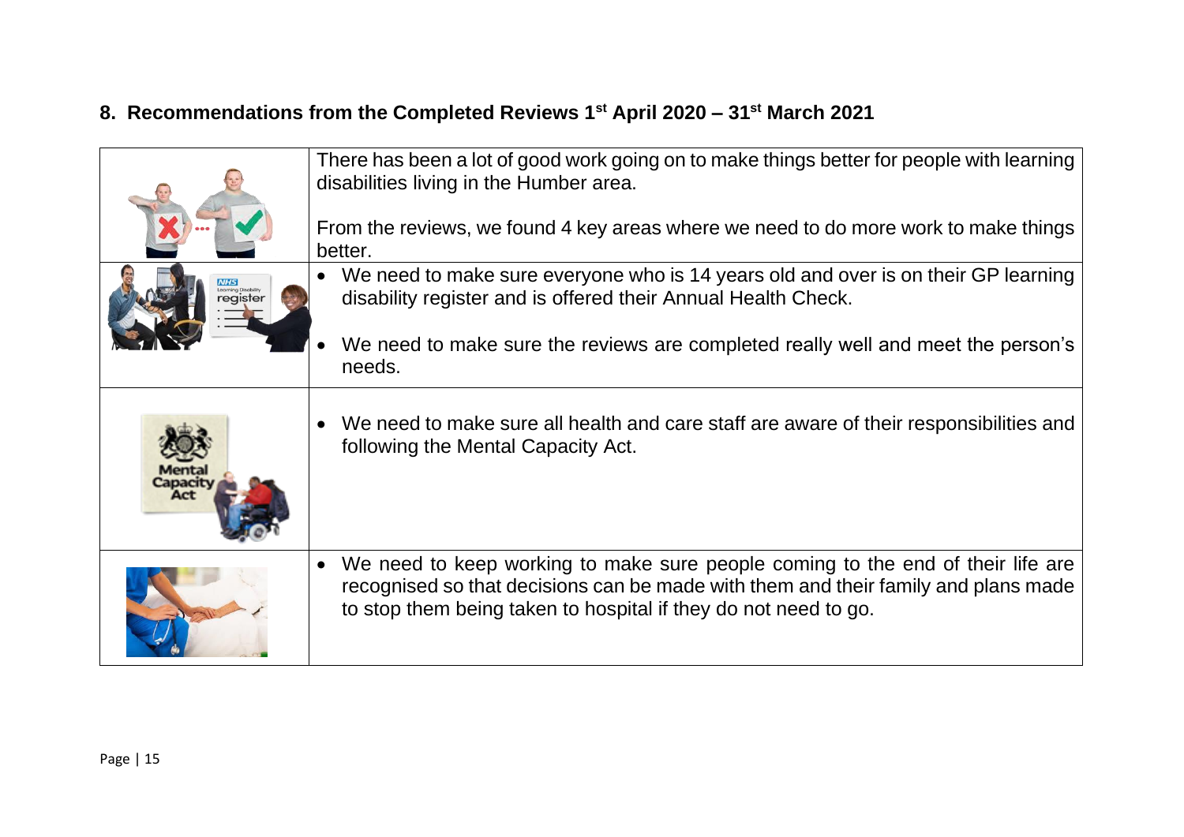## 8. Recommendations from the Completed Reviews 1st April 2020 – 31st March 2021

| | |
|---|---|
| | There has been a lot of good work going on to make things better for people with learning disabilities living in the Humber area.<br><br>From the reviews, we found 4 key areas where we need to do more work to make things better. |
| | • We need to make sure everyone who is 14 years old and over is on their GP learning disability register and is offered their Annual Health Check.<br><br>• We need to make sure the reviews are completed really well and meet the person's needs. |
| | • We need to make sure all health and care staff are aware of their responsibilities and following the Mental Capacity Act. |
| | • We need to keep working to make sure people coming to the end of their life are recognised so that decisions can be made with them and their family and plans made to stop them being taken to hospital if they do not need to go. |